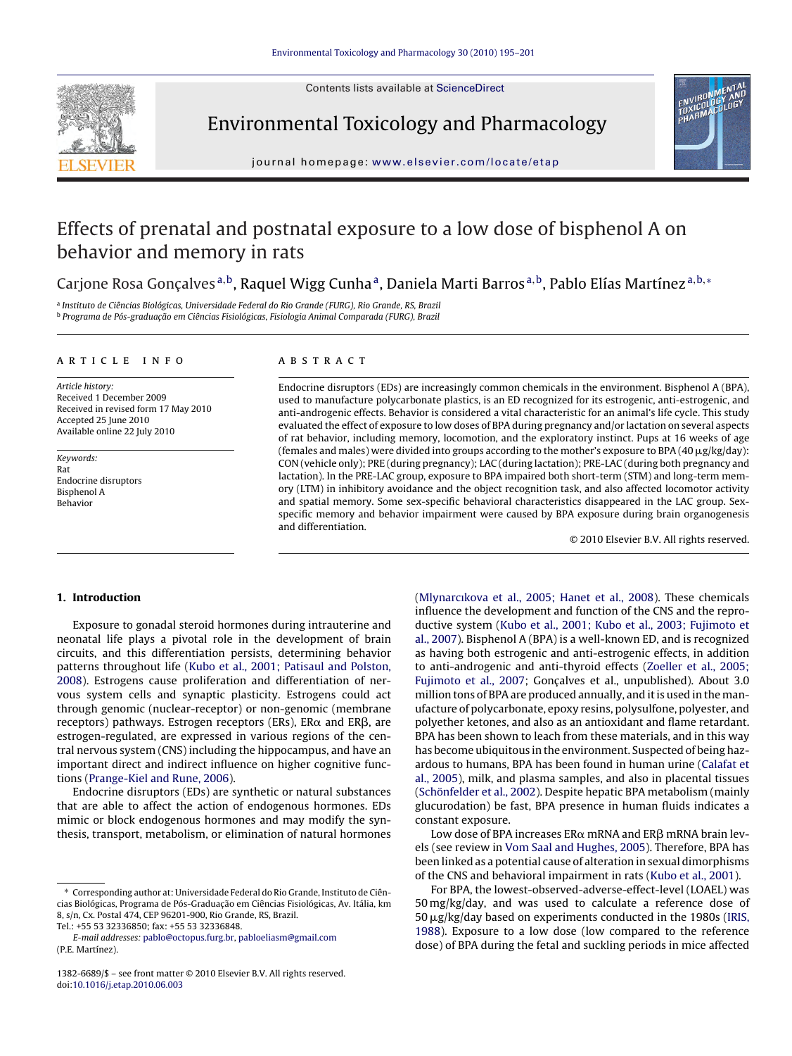# Effects of prenatal and postnatal exposure to a low dose of bisphenol A on behavior and memory in rats

Carjone Rosa Gonçalves[a,b], Raquel Wigg Cunha[a], Daniela Marti Barros[a,b], Pablo Elías Martínez[a,b,*]

[a] Instituto de Ciências Biológicas, Universidade Federal do Rio Grande (FURG), Rio Grande, RS, Brazil
[b] Programa de Pós-graduação em Ciências Fisiológicas, Fisiologia Animal Comparada (FURG), Brazil

## ARTICLE INFO

*Article history:*
Received 1 December 2009
Received in revised form 17 May 2010
Accepted 25 June 2010
Available online 22 July 2010

*Keywords:*
Rat
Endocrine disruptors
Bisphenol A
Behavior

## ABSTRACT

Endocrine disruptors (EDs) are increasingly common chemicals in the environment. Bisphenol A (BPA), used to manufacture polycarbonate plastics, is an ED recognized for its estrogenic, anti-estrogenic, and anti-androgenic effects. Behavior is considered a vital characteristic for an animal's life cycle. This study evaluated the effect of exposure to low doses of BPA during pregnancy and/or lactation on several aspects of rat behavior, including memory, locomotion, and the exploratory instinct. Pups at 16 weeks of age (females and males) were divided into groups according to the mother's exposure to BPA (40 μg/kg/day): CON (vehicle only); PRE (during pregnancy); LAC (during lactation); PRE-LAC (during both pregnancy and lactation). In the PRE-LAC group, exposure to BPA impaired both short-term (STM) and long-term memory (LTM) in inhibitory avoidance and the object recognition task, and also affected locomotor activity and spatial memory. Some sex-specific behavioral characteristics disappeared in the LAC group. Sex-specific memory and behavior impairment were caused by BPA exposure during brain organogenesis and differentiation.

© 2010 Elsevier B.V. All rights reserved.

## 1. Introduction

Exposure to gonadal steroid hormones during intrauterine and neonatal life plays a pivotal role in the development of brain circuits, and this differentiation persists, determining behavior patterns throughout life (Kubo et al., 2001; Patisaul and Polston, 2008). Estrogens cause proliferation and differentiation of nervous system cells and synaptic plasticity. Estrogens could act through genomic (nuclear-receptor) or non-genomic (membrane receptors) pathways. Estrogen receptors (ERs), ERα and ERβ, are estrogen-regulated, are expressed in various regions of the central nervous system (CNS) including the hippocampus, and have an important direct and indirect influence on higher cognitive functions (Prange-Kiel and Rune, 2006).

Endocrine disruptors (EDs) are synthetic or natural substances that are able to affect the action of endogenous hormones. EDs mimic or block endogenous hormones and may modify the synthesis, transport, metabolism, or elimination of natural hormones (Mlynarcıkova et al., 2005; Hanet et al., 2008). These chemicals influence the development and function of the CNS and the reproductive system (Kubo et al., 2001; Kubo et al., 2003; Fujimoto et al., 2007). Bisphenol A (BPA) is a well-known ED, and is recognized as having both estrogenic and anti-estrogenic effects, in addition to anti-androgenic and anti-thyroid effects (Zoeller et al., 2005; Fujimoto et al., 2007; Gonçalves et al., unpublished). About 3.0 million tons of BPA are produced annually, and it is used in the manufacture of polycarbonate, epoxy resins, polysulfone, polyester, and polyether ketones, and also as an antioxidant and flame retardant. BPA has been shown to leach from these materials, and in this way has become ubiquitous in the environment. Suspected of being hazardous to humans, BPA has been found in human urine (Calafat et al., 2005), milk, and plasma samples, and also in placental tissues (Schönfelder et al., 2002). Despite hepatic BPA metabolism (mainly glucurodation) be fast, BPA presence in human fluids indicates a constant exposure.

Low dose of BPA increases ERα mRNA and ERβ mRNA brain levels (see review in Vom Saal and Hughes, 2005). Therefore, BPA has been linked as a potential cause of alteration in sexual dimorphisms of the CNS and behavioral impairment in rats (Kubo et al., 2001).

For BPA, the lowest-observed-adverse-effect-level (LOAEL) was 50 mg/kg/day, and was used to calculate a reference dose of 50 μg/kg/day based on experiments conducted in the 1980s (IRIS, 1988). Exposure to a low dose (low compared to the reference dose) of BPA during the fetal and suckling periods in mice affected

* Corresponding author at: Universidade Federal do Rio Grande, Instituto de Ciências Biológicas, Programa de Pós-Graduação em Ciências Fisiológicas, Av. Itália, km 8, s/n, Cx. Postal 474, CEP 96201-900, Rio Grande, RS, Brazil.
Tel.: +55 53 32336850; fax: +55 53 32336848.
*E-mail addresses:* pablo@octopus.furg.br, pabloeliasm@gmail.com (P.E. Martínez).

1382-6689/$ – see front matter © 2010 Elsevier B.V. All rights reserved.
doi:10.1016/j.etap.2010.06.003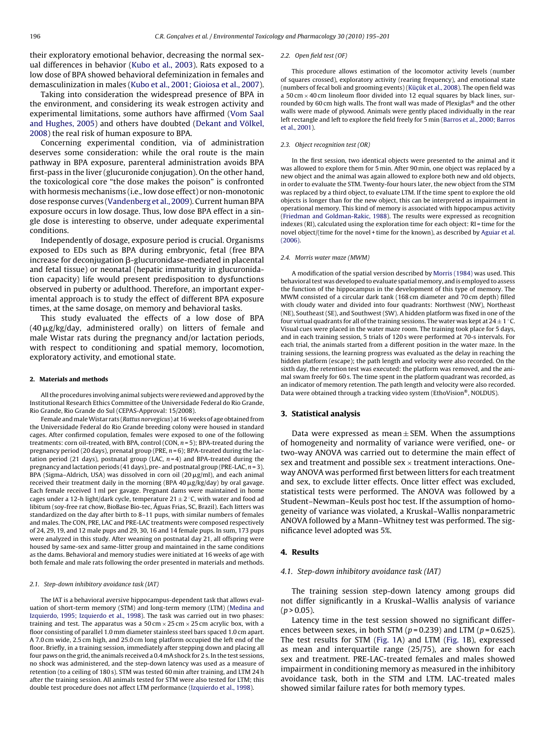their exploratory emotional behavior, decreasing the normal sexual differences in behavior (Kubo et al., 2003). Rats exposed to a low dose of BPA showed behavioral defeminization in females and demasculinization in males (Kubo et al., 2001; Gioiosa et al., 2007).

Taking into consideration the widespread presence of BPA in the environment, and considering its weak estrogen activity and experimental limitations, some authors have affirmed (Vom Saal and Hughes, 2005) and others have doubted (Dekant and Völkel, 2008) the real risk of human exposure to BPA.

Concerning experimental condition, via of administration deserves some consideration: while the oral route is the main pathway in BPA exposure, parenteral administration avoids BPA first-pass in the liver (glucuronide conjugation). On the other hand, the toxicological core "the dose makes the poison" is confronted with hormesis mechanisms (i.e., low dose effect) or non-monotonic dose response curves (Vandenberg et al., 2009). Current human BPA exposure occurs in low dosage. Thus, low dose BPA effect in a single dose is interesting to observe, under adequate experimental conditions.

Independently of dosage, exposure period is crucial. Organisms exposed to EDs such as BPA during embryonic, fetal (free BPA increase for deconjugation β-glucuronidase-mediated in placental and fetal tissue) or neonatal (hepatic immaturity in glucuronidation capacity) life would present predisposition to dysfunctions observed in puberty or adulthood. Therefore, an important experimental approach is to study the effect of different BPA exposure times, at the same dosage, on memory and behavioral tasks.

This study evaluated the effects of a low dose of BPA (40 μg/kg/day, administered orally) on litters of female and male Wistar rats during the pregnancy and/or lactation periods, with respect to conditioning and spatial memory, locomotion, exploratory activity, and emotional state.

## 2. Materials and methods

All the procedures involving animal subjects were reviewed and approved by the Institutional Research Ethics Committee of the Universidade Federal do Rio Grande, Rio Grande, Rio Grande do Sul (CEPAS-Approval: 15/2008).

Female and male Wistar rats (*Rattus norvegicus*) at 16 weeks of age obtained from the Universidade Federal do Rio Grande breeding colony were housed in standard cages. After confirmed copulation, females were exposed to one of the following treatments: corn oil-treated, with BPA, control (CON, $n = 5$); BPA-treated during the pregnancy period (20 days), prenatal group (PRE, $n = 6$); BPA-treated during the lactation period (21 days), postnatal group (LAC, $n = 4$) and BPA-treated during the pregnancy and lactation periods (41 days), pre- and postnatal group (PRE-LAC, $n = 3$). BPA (Sigma–Aldrich, USA) was dissolved in corn oil (20 μg/ml), and each animal received their treatment daily in the morning (BPA 40 μg/kg/day) by oral gavage. Each female received 1 ml per gavage. Pregnant dams were maintained in home cages under a 12-h light/dark cycle, temperature $21 \pm 2\,^{\circ}$C, with water and food ad libitum (soy-free rat chow, BioBase Bio-tec, Águas Frias, SC, Brazil). Each litters was standardized on the day after birth to 8–11 pups, with similar numbers of females and males. The CON, PRE, LAC and PRE-LAC treatments were composed respectively of 24, 29, 19, and 12 male pups and 29, 30, 16 and 14 female pups. In sum, 173 pups were analyzed in this study. After weaning on postnatal day 21, all offspring were housed by same-sex and same-litter group and maintained in the same conditions as the dams. Behavioral and memory studies were initiated at 16 weeks of age with both female and male rats following the order presented in materials and methods.

### 2.1. Step-down inhibitory avoidance task (IAT)

The IAT is a behavioral aversive hippocampus-dependent task that allows evaluation of short-term memory (STM) and long-term memory (LTM) (Medina and Izquierdo, 1995; Izquierdo et al., 1998). The task was carried out in two phases: training and test. The apparatus was a 50 cm × 25 cm × 25 cm acrylic box, with a floor consisting of parallel 1.0 mm diameter stainless steel bars spaced 1.0 cm apart. A 7.0 cm wide, 2.5 cm high, and 25.0 cm long platform occupied the left end of the floor. Briefly, in a training session, immediately after stepping down and placing all four paws on the grid, the animals received a 0.4 mA shock for 2 s. In the test sessions, no shock was administered, and the step-down latency was used as a measure of retention (to a ceiling of 180 s). STM was tested 60 min after training, and LTM 24 h after the training session. All animals tested for STM were also tested for LTM; this double test procedure does not affect LTM performance (Izquierdo et al., 1998).

### 2.2. Open field test (OF)

This procedure allows estimation of the locomotor activity levels (number of squares crossed), exploratory activity (rearing frequency), and emotional state (numbers of fecal boli and grooming events) (Küçük et al., 2008). The open field was a 50 cm × 40 cm linoleum floor divided into 12 equal squares by black lines, surrounded by 60 cm high walls. The front wall was made of Plexiglas® and the other walls were made of plywood. Animals were gently placed individually in the rear left rectangle and left to explore the field freely for 5 min (Barros et al., 2000; Barros et al., 2001).

### 2.3. Object recognition test (OR)

In the first session, two identical objects were presented to the animal and it was allowed to explore them for 5 min. After 90 min, one object was replaced by a new object and the animal was again allowed to explore both new and old objects, in order to evaluate the STM. Twenty-four hours later, the new object from the STM was replaced by a third object, to evaluate LTM. If the time spent to explore the old objects is longer than for the new object, this can be interpreted as impairment in operational memory. This kind of memory is associated with hippocampus activity (Friedman and Goldman-Rakic, 1988). The results were expressed as recognition indexes (RI), calculated using the exploration time for each object: RI = time for the novel object/(time for the novel + time for the known), as described by Aguiar et al. (2006).

### 2.4. Morris water maze (MWM)

A modification of the spatial version described by Morris (1984) was used. This behavioral test was developed to evaluate spatial memory, and is employed to assess the function of the hippocampus in the development of this type of memory. The MWM consisted of a circular dark tank (168 cm diameter and 70 cm depth) filled with cloudy water and divided into four quadrants: Northwest (NW), Northeast (NE), Southeast (SE), and Southwest (SW). A hidden platform was fixed in one of the four virtual quadrants for all of the training sessions. The water was kept at $24 \pm 1\,^{\circ}$C. Visual cues were placed in the water maze room. The training took place for 5 days, and in each training session, 5 trials of 120 s were performed at 70-s intervals. For each trial, the animals started from a different position in the water maze. In the training sessions, the learning progress was evaluated as the delay in reaching the hidden platform (escape); the path length and velocity were also recorded. On the sixth day, the retention test was executed: the platform was removed, and the animal swam freely for 60 s. The time spent in the platform quadrant was recorded, as an indicator of memory retention. The path length and velocity were also recorded. Data were obtained through a tracking video system (EthoVision®, NOLDUS).

## 3. Statistical analysis

Data were expressed as mean ± SEM. When the assumptions of homogeneity and normality of variance were verified, one- or two-way ANOVA was carried out to determine the main effect of sex and treatment and possible sex × treatment interactions. One-way ANOVA was performed first between litters for each treatment and sex, to exclude litter effects. Once litter effect was excluded, statistical tests were performed. The ANOVA was followed by a Student–Newman–Keuls post hoc test. If the assumption of homogeneity of variance was violated, a Kruskal–Wallis nonparametric ANOVA followed by a Mann–Whitney test was performed. The significance level adopted was 5%.

## 4. Results

### 4.1. Step-down inhibitory avoidance task (IAT)

The training session step-down latency among groups did not differ significantly in a Kruskal–Wallis analysis of variance ($p > 0.05$).

Latency time in the test session showed no significant differences between sexes, in both STM ($p = 0.239$) and LTM ($p = 0.625$). The test results for STM (Fig. 1A) and LTM (Fig. 1B), expressed as mean and interquartile range (25/75), are shown for each sex and treatment. PRE-LAC-treated females and males showed impairment in conditioning memory as measured in the inhibitory avoidance task, both in the STM and LTM. LAC-treated males showed similar failure rates for both memory types.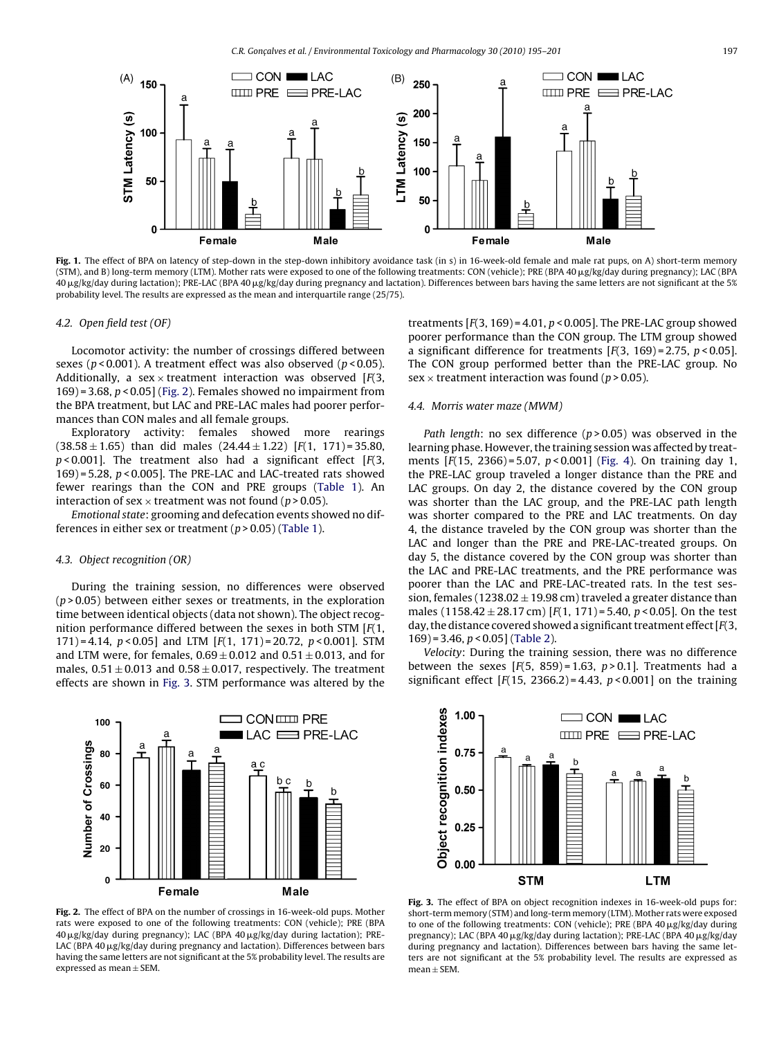Fig. 1. The effect of BPA on latency of step-down in the step-down inhibitory avoidance task (in s) in 16-week-old female and male rat pups, on A) short-term memory (STM), and B) long-term memory (LTM). Mother rats were exposed to one of the following treatments: CON (vehicle); PRE (BPA 40 μg/kg/day during pregnancy); LAC (BPA 40 μg/kg/day during lactation); PRE-LAC (BPA 40 μg/kg/day during pregnancy and lactation). Differences between bars having the same letters are not significant at the 5% probability level. The results are expressed as the mean and interquartile range (25/75).

### 4.2. Open field test (OF)

Locomotor activity: the number of crossings differed between sexes ($p < 0.001$). A treatment effect was also observed ($p < 0.05$). Additionally, a sex × treatment interaction was observed [$F(3, 169) = 3.68$, $p < 0.05$] (Fig. 2). Females showed no impairment from the BPA treatment, but LAC and PRE-LAC males had poorer performances than CON males and all female groups.

Exploratory activity: females showed more rearings (38.58 ± 1.65) than did males (24.44 ± 1.22) [$F(1, 171) = 35.80$, $p < 0.001$]. The treatment also had a significant effect [$F(3, 169) = 5.28$, $p < 0.005$]. The PRE-LAC and LAC-treated rats showed fewer rearings than the CON and PRE groups (Table 1). An interaction of sex × treatment was not found ($p > 0.05$).

*Emotional state*: grooming and defecation events showed no differences in either sex or treatment ($p > 0.05$) (Table 1).

### 4.3. Object recognition (OR)

During the training session, no differences were observed ($p > 0.05$) between either sexes or treatments, in the exploration time between identical objects (data not shown). The object recognition performance differed between the sexes in both STM [$F(1, 171) = 4.14$, $p < 0.05$] and LTM [$F(1, 171) = 20.72$, $p < 0.001$]. STM and LTM were, for females, 0.69 ± 0.012 and 0.51 ± 0.013, and for males, 0.51 ± 0.013 and 0.58 ± 0.017, respectively. The treatment effects are shown in Fig. 3. STM performance was altered by the treatments [$F(3, 169) = 4.01$, $p < 0.005$]. The PRE-LAC group showed poorer performance than the CON group. The LTM group showed a significant difference for treatments [$F(3, 169) = 2.75$, $p < 0.05$]. The CON group performed better than the PRE-LAC group. No sex × treatment interaction was found ($p > 0.05$).

### 4.4. Morris water maze (MWM)

*Path length*: no sex difference ($p > 0.05$) was observed in the learning phase. However, the training session was affected by treatments [$F(15, 2366) = 5.07$, $p < 0.001$] (Fig. 4). On training day 1, the PRE-LAC group traveled a longer distance than the PRE and LAC groups. On day 2, the distance covered by the CON group was shorter than the LAC group, and the PRE-LAC path length was shorter compared to the PRE and LAC treatments. On day 4, the distance traveled by the CON group was shorter than the LAC and longer than the PRE and PRE-LAC-treated groups. On day 5, the distance covered by the CON group was shorter than the LAC and PRE-LAC treatments, and the PRE performance was poorer than the LAC and PRE-LAC-treated rats. In the test session, females (1238.02 ± 19.98 cm) traveled a greater distance than males (1158.42 ± 28.17 cm) [$F(1, 171) = 5.40$, $p < 0.05$]. On the test day, the distance covered showed a significant treatment effect [$F(3, 169) = 3.46$, $p < 0.05$] (Table 2).

*Velocity*: During the training session, there was no difference between the sexes [$F(5, 859) = 1.63$, $p > 0.1$]. Treatments had a significant effect [$F(15, 2366.2) = 4.43$, $p < 0.001$] on the training

Fig. 2. The effect of BPA on the number of crossings in 16-week-old pups. Mother rats were exposed to one of the following treatments: CON (vehicle); PRE (BPA 40 μg/kg/day during pregnancy); LAC (BPA 40 μg/kg/day during lactation); PRE-LAC (BPA 40 μg/kg/day during pregnancy and lactation). Differences between bars having the same letters are not significant at the 5% probability level. The results are expressed as mean ± SEM.

Fig. 3. The effect of BPA on object recognition indexes in 16-week-old pups for: short-term memory (STM) and long-term memory (LTM). Mother rats were exposed to one of the following treatments: CON (vehicle); PRE (BPA 40 μg/kg/day during pregnancy); LAC (BPA 40 μg/kg/day during lactation); PRE-LAC (BPA 40 μg/kg/day during pregnancy and lactation). Differences between bars having the same letters are not significant at the 5% probability level. The results are expressed as mean ± SEM.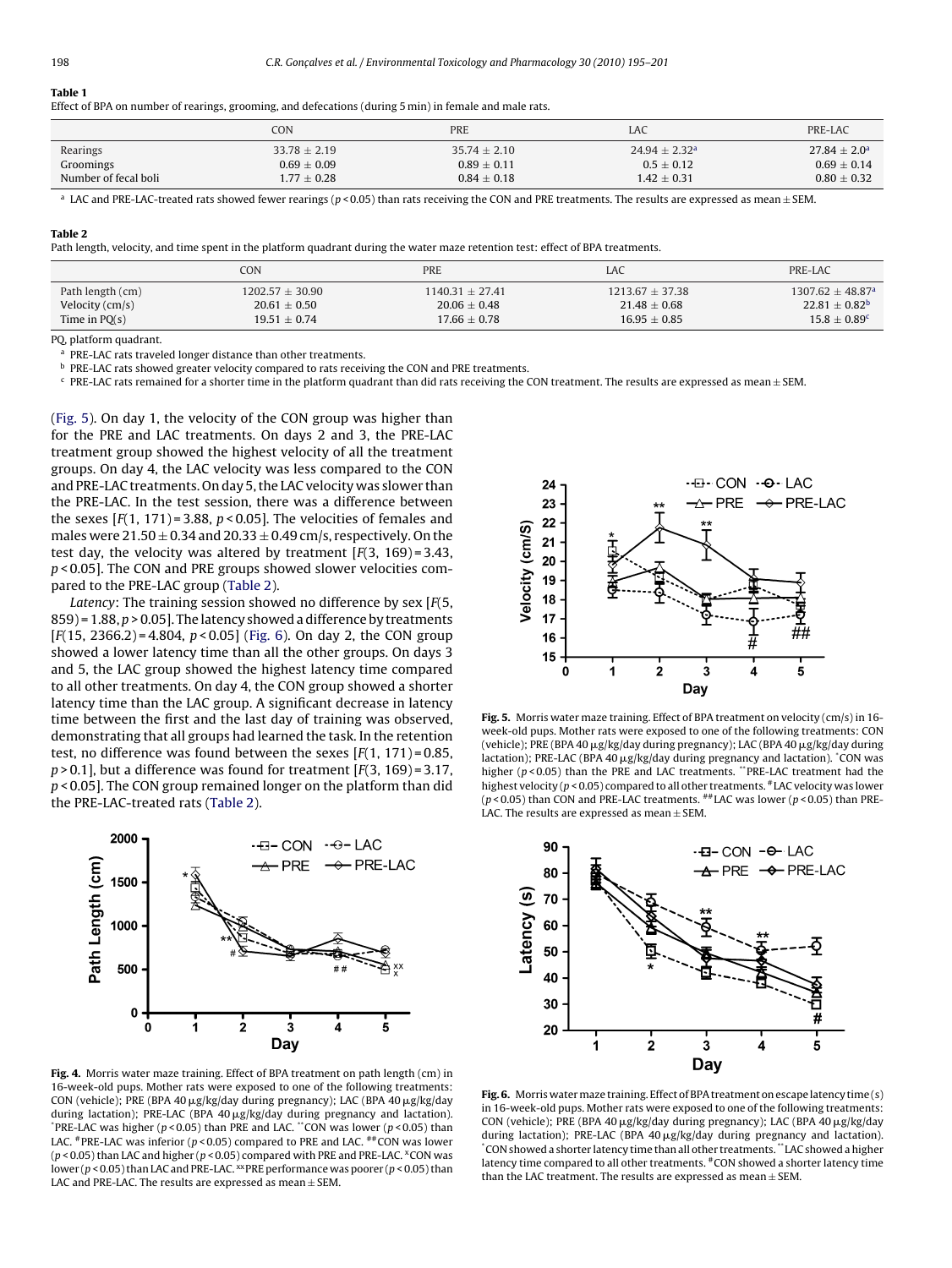**Table 1**
Effect of BPA on number of rearings, grooming, and defecations (during 5 min) in female and male rats.

| | CON | PRE | LAC | PRE-LAC |
|---|---|---|---|---|
| Rearings | 33.78 ± 2.19 | 35.74 ± 2.10 | 24.94 ± 2.32[a] | 27.84 ± 2.0[a] |
| Groomings | 0.69 ± 0.09 | 0.89 ± 0.11 | 0.5 ± 0.12 | 0.69 ± 0.14 |
| Number of fecal boli | 1.77 ± 0.28 | 0.84 ± 0.18 | 1.42 ± 0.31 | 0.80 ± 0.32 |

[a] LAC and PRE-LAC-treated rats showed fewer rearings ($p < 0.05$) than rats receiving the CON and PRE treatments. The results are expressed as mean ± SEM.

**Table 2**
Path length, velocity, and time spent in the platform quadrant during the water maze retention test: effect of BPA treatments.

| | CON | PRE | LAC | PRE-LAC |
|---|---|---|---|---|
| Path length (cm) | 1202.57 ± 30.90 | 1140.31 ± 27.41 | 1213.67 ± 37.38 | 1307.62 ± 48.87[a] |
| Velocity (cm/s) | 20.61 ± 0.50 | 20.06 ± 0.48 | 21.48 ± 0.68 | 22.81 ± 0.82[b] |
| Time in PQ(s) | 19.51 ± 0.74 | 17.66 ± 0.78 | 16.95 ± 0.85 | 15.8 ± 0.89[c] |

PQ, platform quadrant.
[a] PRE-LAC rats traveled longer distance than other treatments.
[b] PRE-LAC rats showed greater velocity compared to rats receiving the CON and PRE treatments.
[c] PRE-LAC rats remained for a shorter time in the platform quadrant than did rats receiving the CON treatment. The results are expressed as mean ± SEM.

(Fig. 5). On day 1, the velocity of the CON group was higher than for the PRE and LAC treatments. On days 2 and 3, the PRE-LAC treatment group showed the highest velocity of all the treatment groups. On day 4, the LAC velocity was less compared to the CON and PRE-LAC treatments. On day 5, the LAC velocity was slower than the PRE-LAC. In the test session, there was a difference between the sexes [$F(1, 171) = 3.88$, $p < 0.05$]. The velocities of females and males were 21.50 ± 0.34 and 20.33 ± 0.49 cm/s, respectively. On the test day, the velocity was altered by treatment [$F(3, 169) = 3.43$, $p < 0.05$]. The CON and PRE groups showed slower velocities compared to the PRE-LAC group (Table 2).

*Latency*: The training session showed no difference by sex [$F(5, 859) = 1.88$, $p > 0.05$]. The latency showed a difference by treatments [$F(15, 2366.2) = 4.804$, $p < 0.05$] (Fig. 6). On day 2, the CON group showed a lower latency time than all the other groups. On days 3 and 5, the LAC group showed the highest latency time compared to all other treatments. On day 4, the CON group showed a shorter latency time than the LAC group. A significant decrease in latency time between the first and the last day of training was observed, demonstrating that all groups had learned the task. In the retention test, no difference was found between the sexes [$F(1, 171) = 0.85$, $p > 0.1$], but a difference was found for treatment [$F(3, 169) = 3.17$, $p < 0.05$]. The CON group remained longer on the platform than did the PRE-LAC-treated rats (Table 2).

**Fig. 4.** Morris water maze training. Effect of BPA treatment on path length (cm) in 16-week-old pups. Mother rats were exposed to one of the following treatments: CON (vehicle); PRE (BPA 40 μg/kg/day during pregnancy); LAC (BPA 40 μg/kg/day during lactation); PRE-LAC (BPA 40 μg/kg/day during pregnancy and lactation). *PRE-LAC was higher ($p < 0.05$) than PRE and LAC. **CON was lower ($p < 0.05$) than LAC. #PRE-LAC was inferior ($p < 0.05$) compared to PRE and LAC. ##CON was lower ($p < 0.05$) than LAC and higher ($p < 0.05$) compared with PRE and PRE-LAC. xCON was lower ($p < 0.05$) than LAC and PRE-LAC. xxPRE performance was poorer ($p < 0.05$) than LAC and PRE-LAC. The results are expressed as mean ± SEM.

**Fig. 5.** Morris water maze training. Effect of BPA treatment on velocity (cm/s) in 16-week-old pups. Mother rats were exposed to one of the following treatments: CON (vehicle); PRE (BPA 40 μg/kg/day during pregnancy); LAC (BPA 40 μg/kg/day during lactation); PRE-LAC (BPA 40 μg/kg/day during pregnancy and lactation). *CON was higher ($p < 0.05$) than the PRE and LAC treatments. **PRE-LAC treatment had the highest velocity ($p < 0.05$) compared to all other treatments. #LAC velocity was lower ($p < 0.05$) than CON and PRE-LAC treatments. ##LAC was lower ($p < 0.05$) than PRE-LAC. The results are expressed as mean ± SEM.

**Fig. 6.** Morris water maze training. Effect of BPA treatment on escape latency time (s) in 16-week-old pups. Mother rats were exposed to one of the following treatments: CON (vehicle); PRE (BPA 40 μg/kg/day during pregnancy); LAC (BPA 40 μg/kg/day during lactation); PRE-LAC (BPA 40 μg/kg/day during pregnancy and lactation). *CON showed a shorter latency time than all other treatments. **LAC showed a higher latency time compared to all other treatments. #CON showed a shorter latency time than the LAC treatment. The results are expressed as mean ± SEM.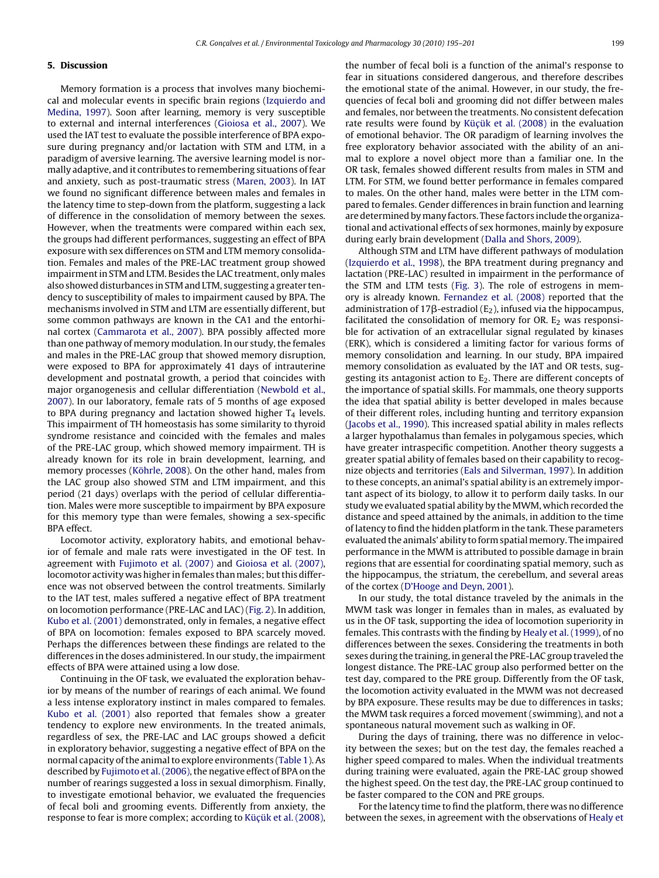## 5. Discussion

Memory formation is a process that involves many biochemical and molecular events in specific brain regions (Izquierdo and Medina, 1997). Soon after learning, memory is very susceptible to external and internal interferences (Gioiosa et al., 2007). We used the IAT test to evaluate the possible interference of BPA exposure during pregnancy and/or lactation with STM and LTM, in a paradigm of aversive learning. The aversive learning model is normally adaptive, and it contributes to remembering situations of fear and anxiety, such as post-traumatic stress (Maren, 2003). In IAT we found no significant difference between males and females in the latency time to step-down from the platform, suggesting a lack of difference in the consolidation of memory between the sexes. However, when the treatments were compared within each sex, the groups had different performances, suggesting an effect of BPA exposure with sex differences on STM and LTM memory consolidation. Females and males of the PRE-LAC treatment group showed impairment in STM and LTM. Besides the LAC treatment, only males also showed disturbances in STM and LTM, suggesting a greater tendency to susceptibility of males to impairment caused by BPA. The mechanisms involved in STM and LTM are essentially different, but some common pathways are known in the CA1 and the entorhinal cortex (Cammarota et al., 2007). BPA possibly affected more than one pathway of memory modulation. In our study, the females and males in the PRE-LAC group that showed memory disruption, were exposed to BPA for approximately 41 days of intrauterine development and postnatal growth, a period that coincides with major organogenesis and cellular differentiation (Newbold et al., 2007). In our laboratory, female rats of 5 months of age exposed to BPA during pregnancy and lactation showed higher $T_4$ levels. This impairment of TH homeostasis has some similarity to thyroid syndrome resistance and coincided with the females and males of the PRE-LAC group, which showed memory impairment. TH is already known for its role in brain development, learning, and memory processes (Köhrle, 2008). On the other hand, males from the LAC group also showed STM and LTM impairment, and this period (21 days) overlaps with the period of cellular differentiation. Males were more susceptible to impairment by BPA exposure for this memory type than were females, showing a sex-specific BPA effect.

Locomotor activity, exploratory habits, and emotional behavior of female and male rats were investigated in the OF test. In agreement with Fujimoto et al. (2007) and Gioiosa et al. (2007), locomotor activity was higher in females than males; but this difference was not observed between the control treatments. Similarly to the IAT test, males suffered a negative effect of BPA treatment on locomotion performance (PRE-LAC and LAC) (Fig. 2). In addition, Kubo et al. (2001) demonstrated, only in females, a negative effect of BPA on locomotion: females exposed to BPA scarcely moved. Perhaps the differences between these findings are related to the differences in the doses administered. In our study, the impairment effects of BPA were attained using a low dose.

Continuing in the OF task, we evaluated the exploration behavior by means of the number of rearings of each animal. We found a less intense exploratory instinct in males compared to females. Kubo et al. (2001) also reported that females show a greater tendency to explore new environments. In the treated animals, regardless of sex, the PRE-LAC and LAC groups showed a deficit in exploratory behavior, suggesting a negative effect of BPA on the normal capacity of the animal to explore environments (Table 1). As described by Fujimoto et al. (2006), the negative effect of BPA on the number of rearings suggested a loss in sexual dimorphism. Finally, to investigate emotional behavior, we evaluated the frequencies of fecal boli and grooming events. Differently from anxiety, the response to fear is more complex; according to Küçük et al. (2008), the number of fecal boli is a function of the animal's response to fear in situations considered dangerous, and therefore describes the emotional state of the animal. However, in our study, the frequencies of fecal boli and grooming did not differ between males and females, nor between the treatments. No consistent defecation rate results were found by Küçük et al. (2008) in the evaluation of emotional behavior. The OR paradigm of learning involves the free exploratory behavior associated with the ability of an animal to explore a novel object more than a familiar one. In the OR task, females showed different results from males in STM and LTM. For STM, we found better performance in females compared to males. On the other hand, males were better in the LTM compared to females. Gender differences in brain function and learning are determined by many factors. These factors include the organizational and activational effects of sex hormones, mainly by exposure during early brain development (Dalla and Shors, 2009).

Although STM and LTM have different pathways of modulation (Izquierdo et al., 1998), the BPA treatment during pregnancy and lactation (PRE-LAC) resulted in impairment in the performance of the STM and LTM tests (Fig. 3). The role of estrogens in memory is already known. Fernandez et al. (2008) reported that the administration of 17β-estradiol ($E_2$), infused via the hippocampus, facilitated the consolidation of memory for OR. $E_2$ was responsible for activation of an extracellular signal regulated by kinases (ERK), which is considered a limiting factor for various forms of memory consolidation and learning. In our study, BPA impaired memory consolidation as evaluated by the IAT and OR tests, suggesting its antagonist action to $E_2$. There are different concepts of the importance of spatial skills. For mammals, one theory supports the idea that spatial ability is better developed in males because of their different roles, including hunting and territory expansion (Jacobs et al., 1990). This increased spatial ability in males reflects a larger hypothalamus than females in polygamous species, which have greater intraspecific competition. Another theory suggests a greater spatial ability of females based on their capability to recognize objects and territories (Eals and Silverman, 1997). In addition to these concepts, an animal's spatial ability is an extremely important aspect of its biology, to allow it to perform daily tasks. In our study we evaluated spatial ability by the MWM, which recorded the distance and speed attained by the animals, in addition to the time of latency to find the hidden platform in the tank. These parameters evaluated the animals' ability to form spatial memory. The impaired performance in the MWM is attributed to possible damage in brain regions that are essential for coordinating spatial memory, such as the hippocampus, the striatum, the cerebellum, and several areas of the cortex (D'Hooge and Deyn, 2001).

In our study, the total distance traveled by the animals in the MWM task was longer in females than in males, as evaluated by us in the OF task, supporting the idea of locomotion superiority in females. This contrasts with the finding by Healy et al. (1999), of no differences between the sexes. Considering the treatments in both sexes during the training, in general the PRE-LAC group traveled the longest distance. The PRE-LAC group also performed better on the test day, compared to the PRE group. Differently from the OF task, the locomotion activity evaluated in the MWM was not decreased by BPA exposure. These results may be due to differences in tasks; the MWM task requires a forced movement (swimming), and not a spontaneous natural movement such as walking in OF.

During the days of training, there was no difference in velocity between the sexes; but on the test day, the females reached a higher speed compared to males. When the individual treatments during training were evaluated, again the PRE-LAC group showed the highest speed. On the test day, the PRE-LAC group continued to be faster compared to the CON and PRE groups.

For the latency time to find the platform, there was no difference between the sexes, in agreement with the observations of Healy et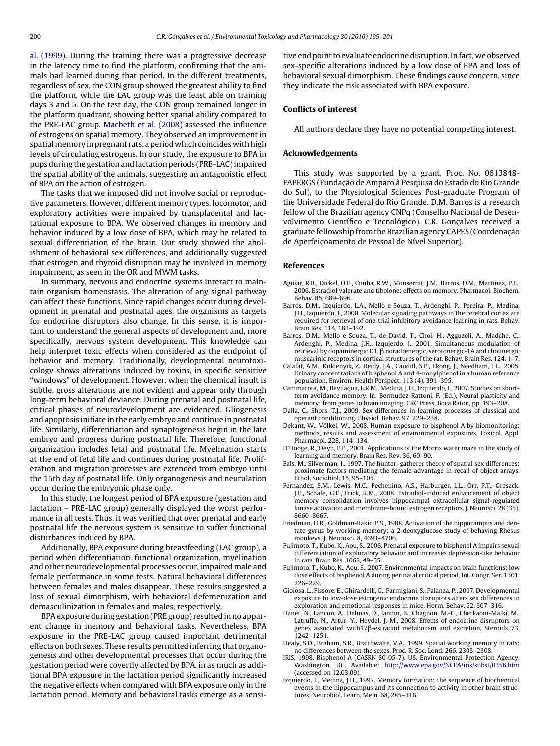al. (1999). During the training there was a progressive decrease in the latency time to find the platform, confirming that the animals had learned during that period. In the different treatments, regardless of sex, the CON group showed the greatest ability to find the platform, while the LAC group was the least able on training days 3 and 5. On the test day, the CON group remained longer in the platform quadrant, showing better spatial ability compared to the PRE-LAC group. Macbeth et al. (2008) assessed the influence of estrogens on spatial memory. They observed an improvement in spatial memory in pregnant rats, a period which coincides with high levels of circulating estrogens. In our study, the exposure to BPA in pups during the gestation and lactation periods (PRE-LAC) impaired the spatial ability of the animals, suggesting an antagonistic effect of BPA on the action of estrogen.

The tasks that we imposed did not involve social or reproductive parameters. However, different memory types, locomotor, and exploratory activities were impaired by transplacental and lactational exposure to BPA. We observed changes in memory and behavior induced by a low dose of BPA, which may be related to sexual differentiation of the brain. Our study showed the abolishment of behavioral sex differences, and additionally suggested that estrogen and thyroid disruption may be involved in memory impairment, as seen in the OR and MWM tasks.

In summary, nervous and endocrine systems interact to maintain organism homeostasis. The alteration of any signal pathway can affect these functions. Since rapid changes occur during development in prenatal and postnatal ages, the organisms as targets for endocrine disruptors also change. In this sense, it is important to understand the general aspects of development and, more specifically, nervous system development. This knowledge can help interpret toxic effects when considered as the endpoint of behavior and memory. Traditionally, developmental neurotoxicology shows alterations induced by toxins, in specific sensitive "windows" of development. However, when the chemical insult is subtle, gross alterations are not evident and appear only through long-term behavioral deviance. During prenatal and postnatal life, critical phases of neurodevelopment are evidenced. Gliogenesis and apoptosis initiate in the early embryo and continue in postnatal life. Similarly, differentiation and synaptogenesis begin in the late embryo and progress during postnatal life. Therefore, functional organization includes fetal and postnatal life. Myelination starts at the end of fetal life and continues during postnatal life. Proliferation and migration processes are extended from embryo until the 15th day of postnatal life. Only organogenesis and neurulation occur during the embryonic phase only.

In this study, the longest period of BPA exposure (gestation and lactation – PRE-LAC group) generally displayed the worst performance in all tests. Thus, it was verified that over prenatal and early postnatal life the nervous system is sensitive to suffer functional disturbances induced by BPA.

Additionally, BPA exposure during breastfeeding (LAC group), a period when differentiation, functional organization, myelination and other neurodevelopmental processes occur, impaired male and female performance in some tests. Natural behavioral differences between females and males disappear. These results suggested a loss of sexual dimorphism, with behavioral defemenization and demasculinization in females and males, respectively.

BPA exposure during gestation (PRE group) resulted in no apparent change in memory and behavioral tasks. Nevertheless, BPA exposure in the PRE-LAC group caused important detrimental effects on both sexes. These results permitted inferring that organogenesis and other developmental processes that occur during the gestation period were covertly affected by BPA, in as much as additional BPA exposure in the lactation period significantly increased the negative effects when compared with BPA exposure only in the lactation period. Memory and behavioral tasks emerge as a sensitive end point to evaluate endocrine disruption. In fact, we observed sex-specific alterations induced by a low dose of BPA and loss of behavioral sexual dimorphism. These findings cause concern, since they indicate the risk associated with BPA exposure.

## Conflicts of interest

All authors declare they have no potential competing interest.

## Acknowledgements

This study was supported by a grant, Proc. No. 0613848-FAPERGS (Fundação de Amparo à Pesquisa do Estado do Rio Grande do Sul), to the Physiological Sciences Post-graduate Program of the Universidade Federal do Rio Grande. D.M. Barros is a research fellow of the Brazilian agency CNPq (Conselho Nacional de Desenvolvimento Científico e Tecnológico). C.R. Gonçalves received a graduate fellowship from the Brazilian agency CAPES (Coordenação de Aperfeiçoamento de Pessoal de Nível Superior).

## References

Aguiar, R.B., Dickel, O.E., Cunha, R.W., Monserrat, J.M., Barros, D.M., Martinez, P.E., 2006. Estradiol valerate and tibolone: effects on memory. Pharmacol. Biochem. Behav. 85, 689–696.

Barros, D.M., Izquierdo, L.A., Mello e Souza, T., Ardenghi, P., Pereira, P., Medina, J.H., Izquierdo, I., 2000. Molecular signaling pathways in the cerebral cortex are required for retrieval of one-trial inhibitory avoidance learning in rats. Behav. Brain Res. 114, 183–192.

Barros, D.M., Mello e Souza, T., de David, T., Choi, H., Agguzoli, A., Madche, C., Ardenghi, P., Medina, J.H., Izquierdo, I., 2001. Simultaneous modulation of retrieval by dopaminergic D1, β noradrenergic, serotonergic-1A and cholinergic muscarinic receptors in cortical structures of the rat. Behav. Brain Res. 124, 1–7.

Calafat, A.M., Kuklenyik, Z., Reidy, J.A., Caudill, S.P., Ekong, J., Needham, L.L., 2005. Urinary concentrations of bisphenol A and 4-nonylphenol in a human reference population. Environ. Health Perspect. 113 (4), 391–395.

Cammarota, M., Bevilaqua, L.R.M., Medina, J.H., Izquierdo, I., 2007. Studies on short-term avoidance memory. In: Bermudez-Rattoni, F. (Ed.), Neural plasticity and memory: from genes to brain imaging. CRC Press, Boca Raton, pp. 193–208.

Dalla, C., Shors, T.J., 2009. Sex differences in learning processes of classical and operant conditioning. Physiol. Behav. 97, 229–238.

Dekant, W., Völkel, W., 2008. Human exposure to bisphenol A by biomonitoring: methods, results and assessment of environmental exposures. Toxicol. Appl. Pharmacol. 228, 114–134.

D'Hooge, R., Deyn, P.P., 2001. Applications of the Morris water maze in the study of learning and memory. Brain Res. Rev. 36, 60–90.

Eals, M., Silverman, I., 1997. The hunter–gatherer theory of spatial sex differences: proximate factors mediating the female advantage in recall of object arrays. Ethol. Sociobiol. 15, 95–105.

Fernandez, S.M., Lewis, M.C., Pechenino, A.S., Harburger, L.L., Orr, P.T., Gresack, J.E., Schafe, G.E., Frick, K.M., 2008. Estradiol-induced enhancement of object memory consolidation involves hippocampal extracellular signal-regulated kinase activation and membrane-bound estrogen receptors. J. Neurosci. 28 (35), 8660–8667.

Friedman, H.R., Goldman-Rakic, P.S., 1988. Activation of the hippocampus and dentate gyrus by working-memory: a 2-deoxyglucose study of behaving Rhesus monkeys. J. Neurosci. 8, 4693–4706.

Fujimoto, T., Kubo, K., Aou, S., 2006. Prenatal exposure to bisphenol A impairs sexual differentiation of exploratory behavior and increases depression-like behavior in rats. Brain Res. 1068, 49–55.

Fujimoto, T., Kubo, K., Aou, S., 2007. Environmental impacts on brain functions: low dose effects of bisphenol A during perinatal critical period. Int. Congr. Ser. 1301, 226–229.

Gioiosa, L., Fissore, E., Ghirardelli, G., Parmigiani, S., Palanza, P., 2007. Developmental exposure to low-dose estrogenic endocrine disruptors alters sex differences in exploration and emotional responses in mice. Horm. Behav. 52, 307–316.

Hanet, N., Lancon, A., Delmas, D., Jannin, B., Chagnon, M.-C., Cherkaoui-Malki, M., Latruffe, N., Artur, Y., Heydel, J.-M., 2008. Effects of endocrine disruptors on genes associated with17β-estradiol metabolism and excretion. Steroids 73, 1242–1251.

Healy, S.D., Braham, S.R., Braithwaite, V.A., 1999. Spatial working memory in rats: no differences between the sexes. Proc. R. Soc. Lond. 266, 2303–2308.

IRIS, 1998. Bisphenol A (CASRN 80-05-7). US. Environmental Protection Agency, Washington, DC, Available: http://www.epa.gov/NCEA/iris/subst/0356.htm (accessed on 12.03.09).

Izquierdo, I., Medina, J.H., 1997. Memory formation: the sequence of biochemical events in the hippocampus and its connection to activity in other brain structures. Neurobiol. Learn. Mem. 68, 285–316.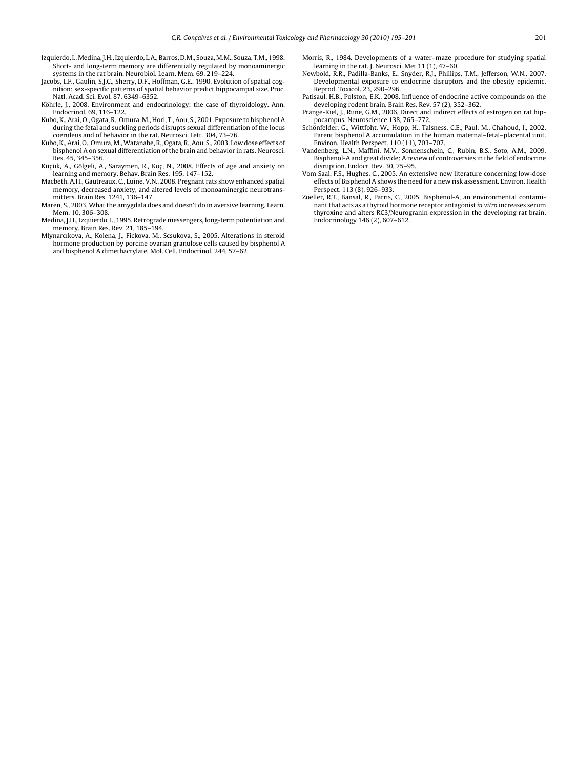Izquierdo, I., Medina, J.H., Izquierdo, L.A., Barros, D.M., Souza, M.M., Souza, T.M., 1998. Short- and long-term memory are differentially regulated by monoaminergic systems in the rat brain. Neurobiol. Learn. Mem. 69, 219–224.

Jacobs, L.F., Gaulin, S.J.C., Sherry, D.F., Hoffman, G.E., 1990. Evolution of spatial cognition: sex-specific patterns of spatial behavior predict hippocampal size. Proc. Natl. Acad. Sci. Evol. 87, 6349–6352.

Köhrle, J., 2008. Environment and endocrinology: the case of thyroidology. Ann. Endocrinol. 69, 116–122.

Kubo, K., Arai, O., Ogata, R., Omura, M., Hori, T., Aou, S., 2001. Exposure to bisphenol A during the fetal and suckling periods disrupts sexual differentiation of the locus coeruleus and of behavior in the rat. Neurosci. Lett. 304, 73–76.

Kubo, K., Arai, O., Omura, M., Watanabe, R., Ogata, R., Aou, S., 2003. Low dose effects of bisphenol A on sexual differentiation of the brain and behavior in rats. Neurosci. Res. 45, 345–356.

Küçük, A., Gölgeli, A., Saraymen, R., Koç, N., 2008. Effects of age and anxiety on learning and memory. Behav. Brain Res. 195, 147–152.

Macbeth, A.H., Gautreaux, C., Luine, V.N., 2008. Pregnant rats show enhanced spatial memory, decreased anxiety, and altered levels of monoaminergic neurotransmitters. Brain Res. 1241, 136–147.

Maren, S., 2003. What the amygdala does and doesn't do in aversive learning. Learn. Mem. 10, 306–308.

Medina, J.H., Izquierdo, I., 1995. Retrograde messengers, long-term potentiation and memory. Brain Res. Rev. 21, 185–194.

Mlynarcıkova, A., Kolena, J., Fickova, M., Scsukova, S., 2005. Alterations in steroid hormone production by porcine ovarian granulose cells caused by bisphenol A and bisphenol A dimethacrylate. Mol. Cell. Endocrinol. 244, 57–62.

Morris, R., 1984. Developments of a water–maze procedure for studying spatial learning in the rat. J. Neurosci. Met 11 (1), 47–60.

Newbold, R.R., Padilla-Banks, E., Snyder, R.J., Phillips, T.M., Jefferson, W.N., 2007. Developmental exposure to endocrine disruptors and the obesity epidemic. Reprod. Toxicol. 23, 290–296.

Patisaul, H.B., Polston, E.K., 2008. Influence of endocrine active compounds on the developing rodent brain. Brain Res. Rev. 57 (2), 352–362.

Prange-Kiel, J., Rune, G.M., 2006. Direct and indirect effects of estrogen on rat hippocampus. Neuroscience 138, 765–772.

Schönfelder, G., Wittfoht, W., Hopp, H., Talsness, C.E., Paul, M., Chahoud, I., 2002. Parent bisphenol A accumulation in the human maternal–fetal–placental unit. Environ. Health Perspect. 110 (11), 703–707.

Vandenberg, L.N., Maffini, M.V., Sonnenschein, C., Rubin, B.S., Soto, A.M., 2009. Bisphenol-A and great divide: A review of controversies in the field of endocrine disruption. Endocr. Rev. 30, 75–95.

Vom Saal, F.S., Hughes, C., 2005. An extensive new literature concerning low-dose effects of Bisphenol A shows the need for a new risk assessment. Environ. Health Perspect. 113 (8), 926–933.

Zoeller, R.T., Bansal, R., Parris, C., 2005. Bisphenol-A, an environmental contaminant that acts as a thyroid hormone receptor antagonist *in vitro* increases serum thyroxine and alters RC3/Neurogranin expression in the developing rat brain. Endocrinology 146 (2), 607–612.